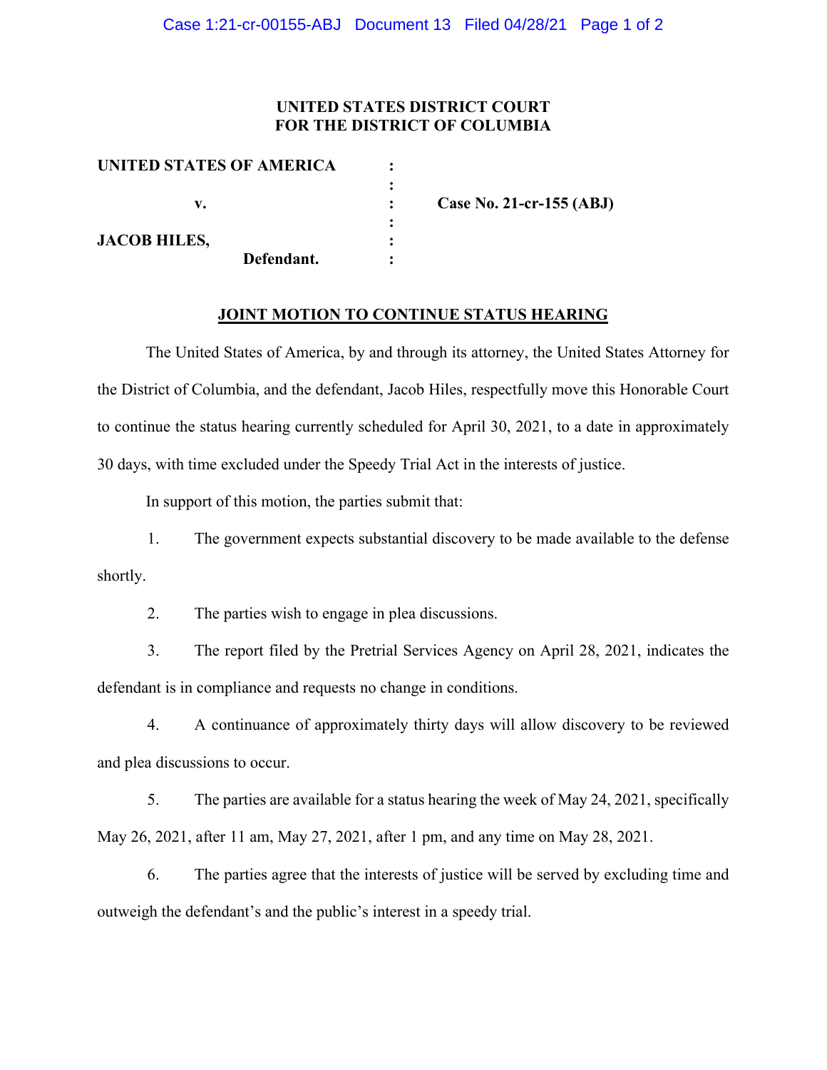**UNITED STATES DISTRICT COURT**
**FOR THE DISTRICT OF COLUMBIA**

| | | |
|---|---|---|
| **UNITED STATES OF AMERICA** | : | |
| | : | |
| **v.** | : | **Case No. 21-cr-155 (ABJ)** |
| | : | |
| **JACOB HILES,** | : | |
| **Defendant.** | : | |

**JOINT MOTION TO CONTINUE STATUS HEARING**

The United States of America, by and through its attorney, the United States Attorney for the District of Columbia, and the defendant, Jacob Hiles, respectfully move this Honorable Court to continue the status hearing currently scheduled for April 30, 2021, to a date in approximately 30 days, with time excluded under the Speedy Trial Act in the interests of justice.

In support of this motion, the parties submit that:

1. The government expects substantial discovery to be made available to the defense shortly.

2. The parties wish to engage in plea discussions.

3. The report filed by the Pretrial Services Agency on April 28, 2021, indicates the defendant is in compliance and requests no change in conditions.

4. A continuance of approximately thirty days will allow discovery to be reviewed and plea discussions to occur.

5. The parties are available for a status hearing the week of May 24, 2021, specifically May 26, 2021, after 11 am, May 27, 2021, after 1 pm, and any time on May 28, 2021.

6. The parties agree that the interests of justice will be served by excluding time and outweigh the defendant's and the public's interest in a speedy trial.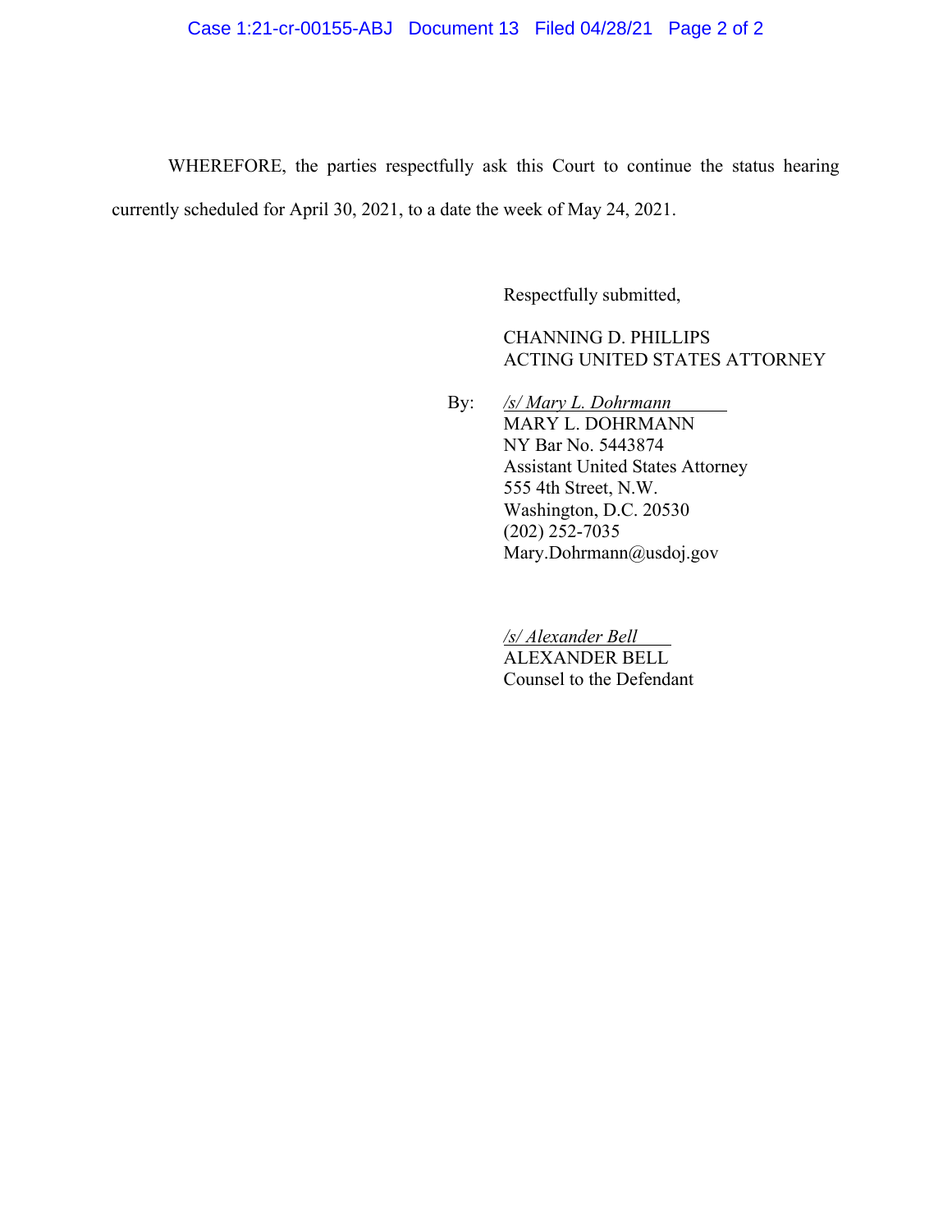WHEREFORE, the parties respectfully ask this Court to continue the status hearing currently scheduled for April 30, 2021, to a date the week of May 24, 2021.

Respectfully submitted,

CHANNING D. PHILLIPS
ACTING UNITED STATES ATTORNEY

By: */s/ Mary L. Dohrmann*
MARY L. DOHRMANN
NY Bar No. 5443874
Assistant United States Attorney
555 4th Street, N.W.
Washington, D.C. 20530
(202) 252-7035
Mary.Dohrmann@usdoj.gov

*/s/ Alexander Bell*
ALEXANDER BELL
Counsel to the Defendant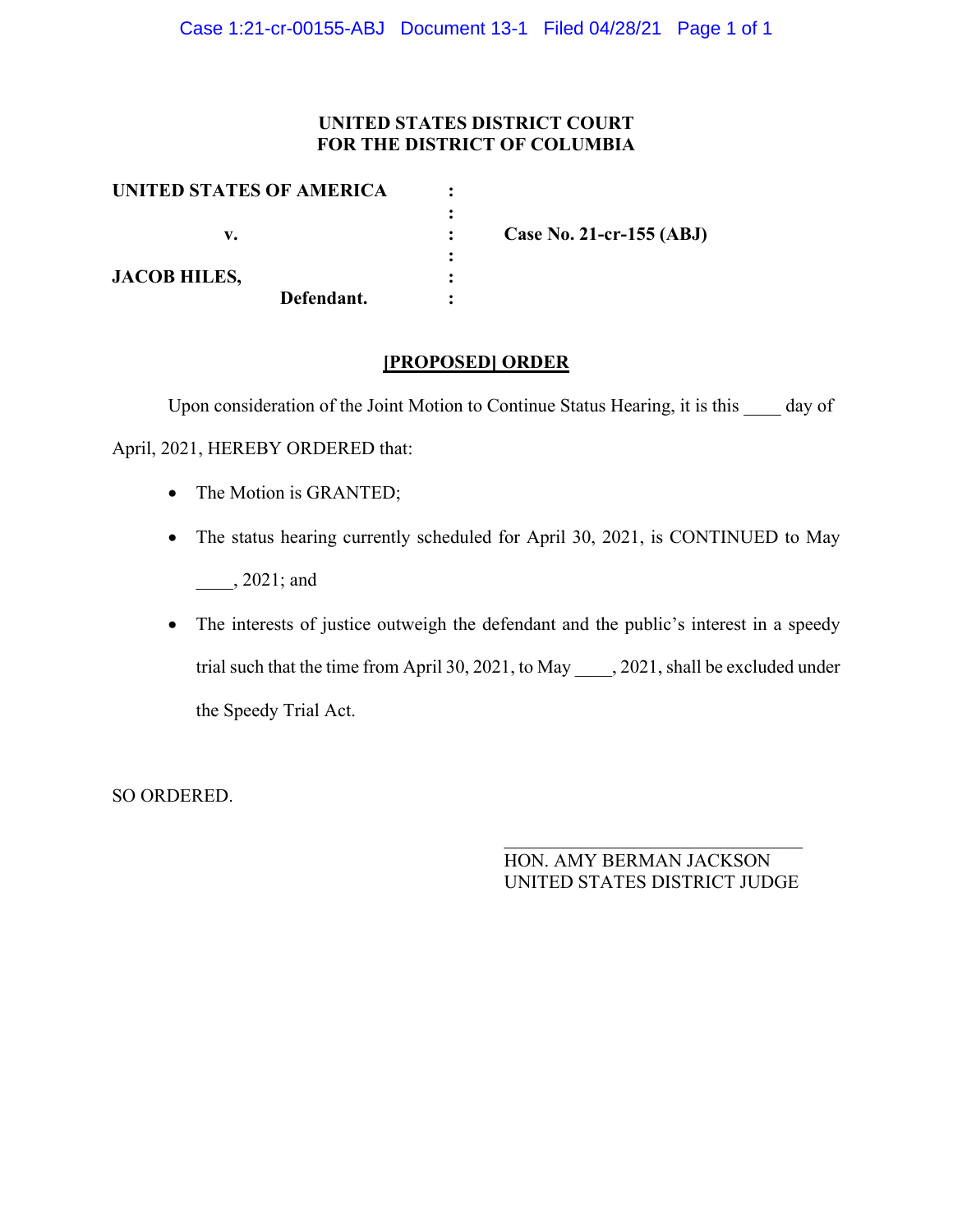**UNITED STATES DISTRICT COURT**
**FOR THE DISTRICT OF COLUMBIA**

| | | |
|---|---|---|
| **UNITED STATES OF AMERICA** | : | |
| | : | |
| **v.** | : | **Case No. 21-cr-155 (ABJ)** |
| | : | |
| **JACOB HILES,** | : | |
| **Defendant.** | : | |

## [PROPOSED] ORDER

Upon consideration of the Joint Motion to Continue Status Hearing, it is this ____ day of April, 2021, HEREBY ORDERED that:

- The Motion is GRANTED;
- The status hearing currently scheduled for April 30, 2021, is CONTINUED to May ____, 2021; and
- The interests of justice outweigh the defendant and the public's interest in a speedy trial such that the time from April 30, 2021, to May ____, 2021, shall be excluded under the Speedy Trial Act.

SO ORDERED.

______________________________
HON. AMY BERMAN JACKSON
UNITED STATES DISTRICT JUDGE